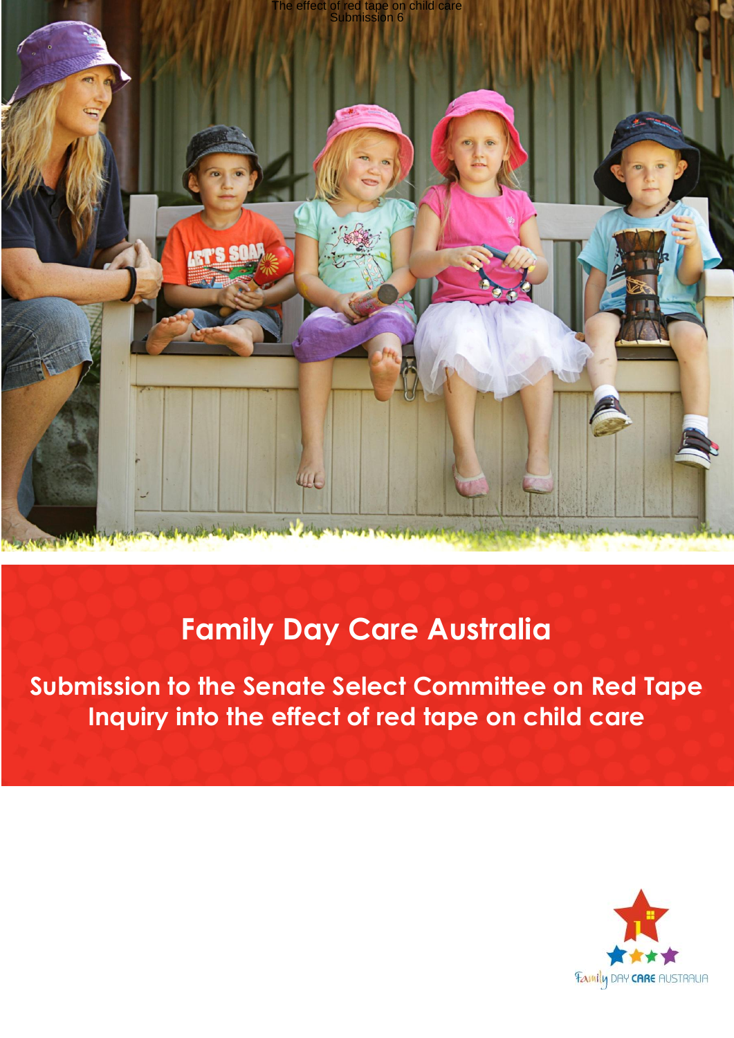# Family Day Care Australia

## Submission to the Senate Select Committee on Red Tape Inquiry into the effect of red tape on child care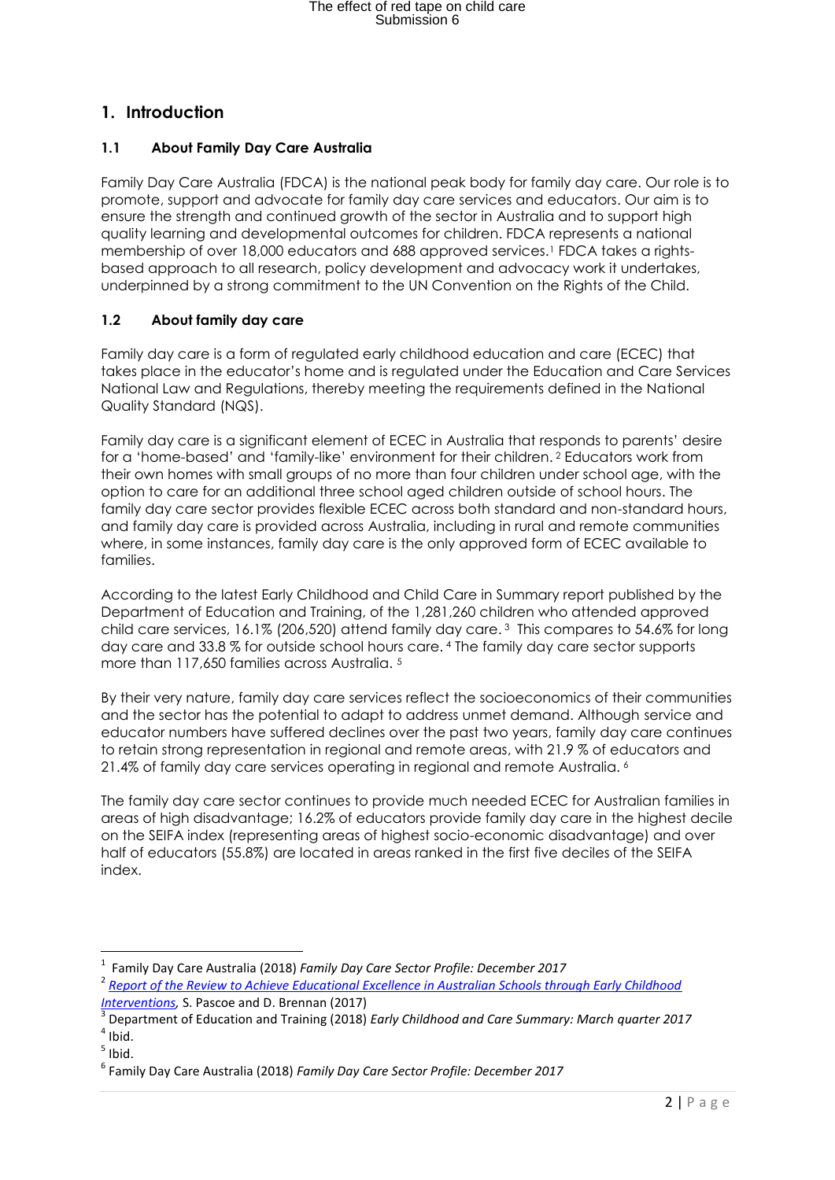## 1. Introduction

### 1.1 About Family Day Care Australia

Family Day Care Australia (FDCA) is the national peak body for family day care. Our role is to promote, support and advocate for family day care services and educators. Our aim is to ensure the strength and continued growth of the sector in Australia and to support high quality learning and developmental outcomes for children. FDCA represents a national membership of over 18,000 educators and 688 approved services.[1] FDCA takes a rights-based approach to all research, policy development and advocacy work it undertakes, underpinned by a strong commitment to the UN Convention on the Rights of the Child.

### 1.2 About family day care

Family day care is a form of regulated early childhood education and care (ECEC) that takes place in the educator's home and is regulated under the Education and Care Services National Law and Regulations, thereby meeting the requirements defined in the National Quality Standard (NQS).

Family day care is a significant element of ECEC in Australia that responds to parents' desire for a 'home-based' and 'family-like' environment for their children.[2] Educators work from their own homes with small groups of no more than four children under school age, with the option to care for an additional three school aged children outside of school hours. The family day care sector provides flexible ECEC across both standard and non-standard hours, and family day care is provided across Australia, including in rural and remote communities where, in some instances, family day care is the only approved form of ECEC available to families.

According to the latest Early Childhood and Child Care in Summary report published by the Department of Education and Training, of the 1,281,260 children who attended approved child care services, 16.1% (206,520) attend family day care.[3] This compares to 54.6% for long day care and 33.8 % for outside school hours care.[4] The family day care sector supports more than 117,650 families across Australia.[5]

By their very nature, family day care services reflect the socioeconomics of their communities and the sector has the potential to adapt to address unmet demand. Although service and educator numbers have suffered declines over the past two years, family day care continues to retain strong representation in regional and remote areas, with 21.9 % of educators and 21.4% of family day care services operating in regional and remote Australia.[6]

The family day care sector continues to provide much needed ECEC for Australian families in areas of high disadvantage; 16.2% of educators provide family day care in the highest decile on the SEIFA index (representing areas of highest socio-economic disadvantage) and over half of educators (55.8%) are located in areas ranked in the first five deciles of the SEIFA index.

---

[1] Family Day Care Australia (2018) *Family Day Care Sector Profile: December 2017*

[2] *Report of the Review to Achieve Educational Excellence in Australian Schools through Early Childhood Interventions*, S. Pascoe and D. Brennan (2017)

[3] Department of Education and Training (2018) *Early Childhood and Care Summary: March quarter 2017*

[4] Ibid.

[5] Ibid.

[6] Family Day Care Australia (2018) *Family Day Care Sector Profile: December 2017*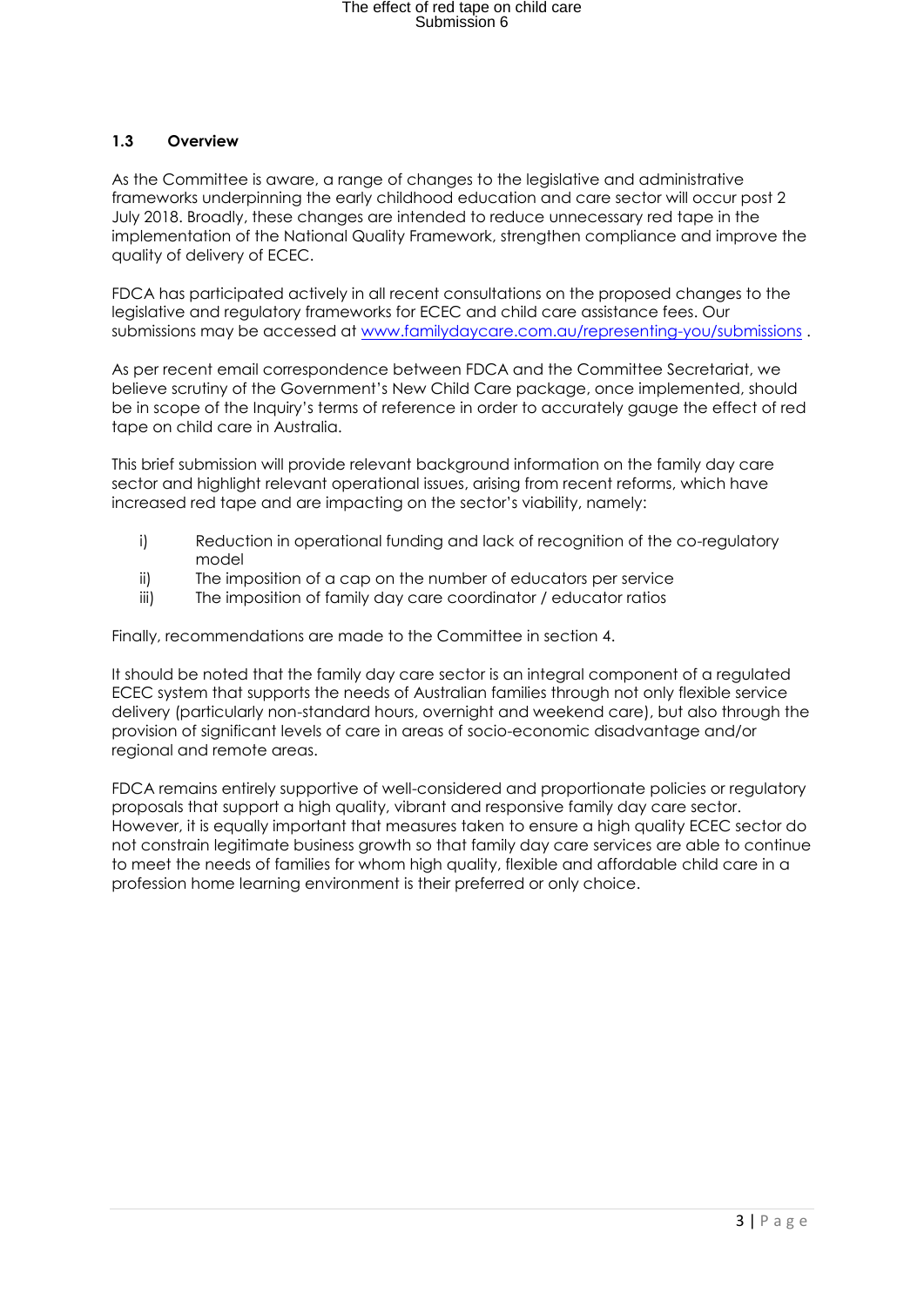### 1.3 Overview

As the Committee is aware, a range of changes to the legislative and administrative frameworks underpinning the early childhood education and care sector will occur post 2 July 2018. Broadly, these changes are intended to reduce unnecessary red tape in the implementation of the National Quality Framework, strengthen compliance and improve the quality of delivery of ECEC.

FDCA has participated actively in all recent consultations on the proposed changes to the legislative and regulatory frameworks for ECEC and child care assistance fees. Our submissions may be accessed at www.familydaycare.com.au/representing-you/submissions .

As per recent email correspondence between FDCA and the Committee Secretariat, we believe scrutiny of the Government's New Child Care package, once implemented, should be in scope of the Inquiry's terms of reference in order to accurately gauge the effect of red tape on child care in Australia.

This brief submission will provide relevant background information on the family day care sector and highlight relevant operational issues, arising from recent reforms, which have increased red tape and are impacting on the sector's viability, namely:

i) Reduction in operational funding and lack of recognition of the co-regulatory model
ii) The imposition of a cap on the number of educators per service
iii) The imposition of family day care coordinator / educator ratios

Finally, recommendations are made to the Committee in section 4.

It should be noted that the family day care sector is an integral component of a regulated ECEC system that supports the needs of Australian families through not only flexible service delivery (particularly non-standard hours, overnight and weekend care), but also through the provision of significant levels of care in areas of socio-economic disadvantage and/or regional and remote areas.

FDCA remains entirely supportive of well-considered and proportionate policies or regulatory proposals that support a high quality, vibrant and responsive family day care sector. However, it is equally important that measures taken to ensure a high quality ECEC sector do not constrain legitimate business growth so that family day care services are able to continue to meet the needs of families for whom high quality, flexible and affordable child care in a profession home learning environment is their preferred or only choice.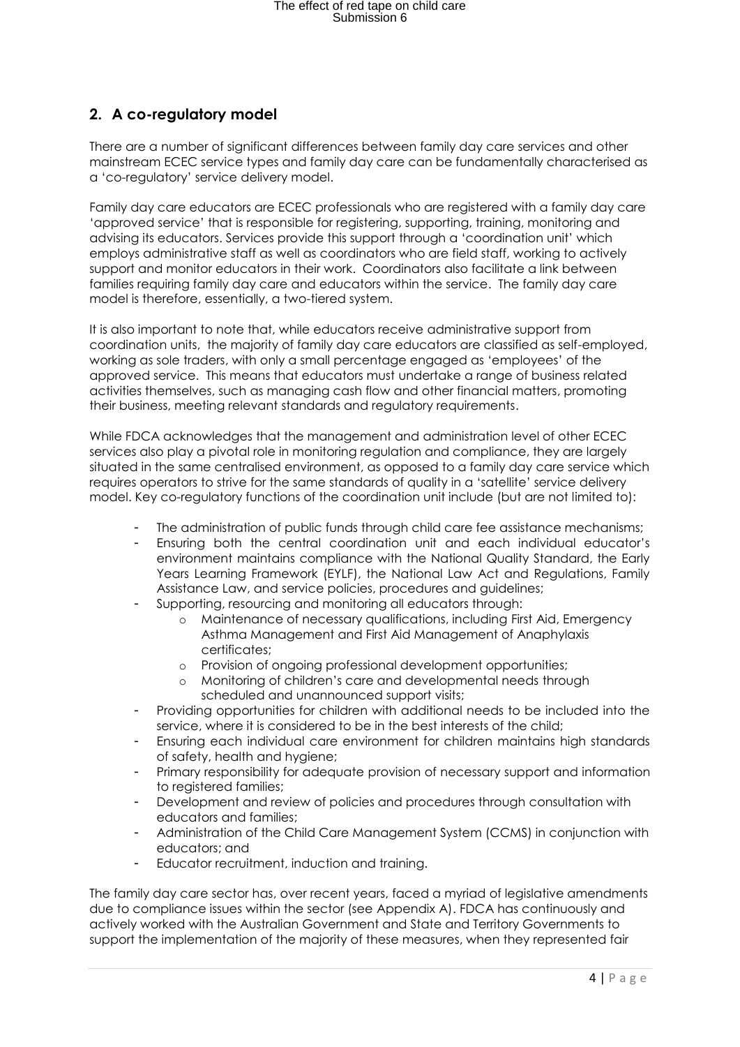## 2. A co-regulatory model

There are a number of significant differences between family day care services and other mainstream ECEC service types and family day care can be fundamentally characterised as a 'co-regulatory' service delivery model.

Family day care educators are ECEC professionals who are registered with a family day care 'approved service' that is responsible for registering, supporting, training, monitoring and advising its educators. Services provide this support through a 'coordination unit' which employs administrative staff as well as coordinators who are field staff, working to actively support and monitor educators in their work. Coordinators also facilitate a link between families requiring family day care and educators within the service. The family day care model is therefore, essentially, a two-tiered system.

It is also important to note that, while educators receive administrative support from coordination units, the majority of family day care educators are classified as self-employed, working as sole traders, with only a small percentage engaged as 'employees' of the approved service. This means that educators must undertake a range of business related activities themselves, such as managing cash flow and other financial matters, promoting their business, meeting relevant standards and regulatory requirements.

While FDCA acknowledges that the management and administration level of other ECEC services also play a pivotal role in monitoring regulation and compliance, they are largely situated in the same centralised environment, as opposed to a family day care service which requires operators to strive for the same standards of quality in a 'satellite' service delivery model. Key co-regulatory functions of the coordination unit include (but are not limited to):

- The administration of public funds through child care fee assistance mechanisms;
- Ensuring both the central coordination unit and each individual educator's environment maintains compliance with the National Quality Standard, the Early Years Learning Framework (EYLF), the National Law Act and Regulations, Family Assistance Law, and service policies, procedures and guidelines;
- Supporting, resourcing and monitoring all educators through:
  - Maintenance of necessary qualifications, including First Aid, Emergency Asthma Management and First Aid Management of Anaphylaxis certificates;
  - Provision of ongoing professional development opportunities;
  - Monitoring of children's care and developmental needs through scheduled and unannounced support visits;
- Providing opportunities for children with additional needs to be included into the service, where it is considered to be in the best interests of the child;
- Ensuring each individual care environment for children maintains high standards of safety, health and hygiene;
- Primary responsibility for adequate provision of necessary support and information to registered families;
- Development and review of policies and procedures through consultation with educators and families;
- Administration of the Child Care Management System (CCMS) in conjunction with educators; and
- Educator recruitment, induction and training.

The family day care sector has, over recent years, faced a myriad of legislative amendments due to compliance issues within the sector (see Appendix A). FDCA has continuously and actively worked with the Australian Government and State and Territory Governments to support the implementation of the majority of these measures, when they represented fair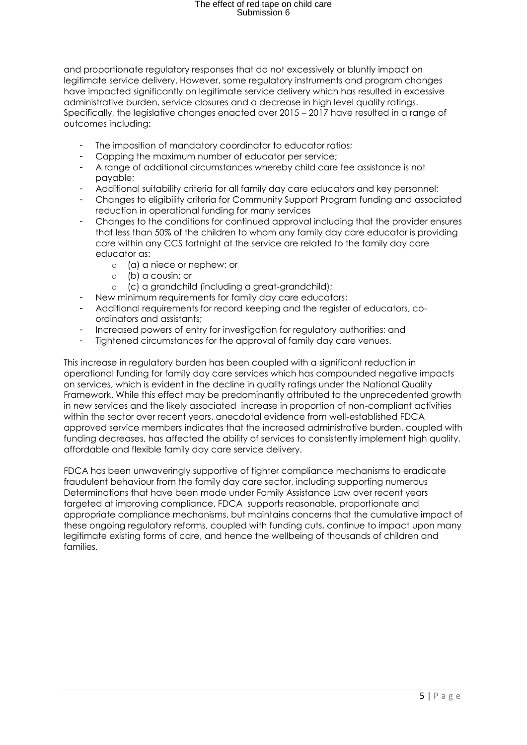and proportionate regulatory responses that do not excessively or bluntly impact on legitimate service delivery. However, some regulatory instruments and program changes have impacted significantly on legitimate service delivery which has resulted in excessive administrative burden, service closures and a decrease in high level quality ratings. Specifically, the legislative changes enacted over 2015 – 2017 have resulted in a range of outcomes including:

- The imposition of mandatory coordinator to educator ratios;
- Capping the maximum number of educator per service;
- A range of additional circumstances whereby child care fee assistance is not payable;
- Additional suitability criteria for all family day care educators and key personnel;
- Changes to eligibility criteria for Community Support Program funding and associated reduction in operational funding for many services
- Changes to the conditions for continued approval including that the provider ensures that less than 50% of the children to whom any family day care educator is providing care within any CCS fortnight at the service are related to the family day care educator as:
  - (a) a niece or nephew; or
  - (b) a cousin; or
  - (c) a grandchild (including a great-grandchild);
- New minimum requirements for family day care educators;
- Additional requirements for record keeping and the register of educators, co-ordinators and assistants;
- Increased powers of entry for investigation for regulatory authorities; and
- Tightened circumstances for the approval of family day care venues.

This increase in regulatory burden has been coupled with a significant reduction in operational funding for family day care services which has compounded negative impacts on services, which is evident in the decline in quality ratings under the National Quality Framework. While this effect may be predominantly attributed to the unprecedented growth in new services and the likely associated increase in proportion of non-compliant activities within the sector over recent years, anecdotal evidence from well-established FDCA approved service members indicates that the increased administrative burden, coupled with funding decreases, has affected the ability of services to consistently implement high quality, affordable and flexible family day care service delivery.

FDCA has been unwaveringly supportive of tighter compliance mechanisms to eradicate fraudulent behaviour from the family day care sector, including supporting numerous Determinations that have been made under Family Assistance Law over recent years targeted at improving compliance. FDCA supports reasonable, proportionate and appropriate compliance mechanisms, but maintains concerns that the cumulative impact of these ongoing regulatory reforms, coupled with funding cuts, continue to impact upon many legitimate existing forms of care, and hence the wellbeing of thousands of children and families.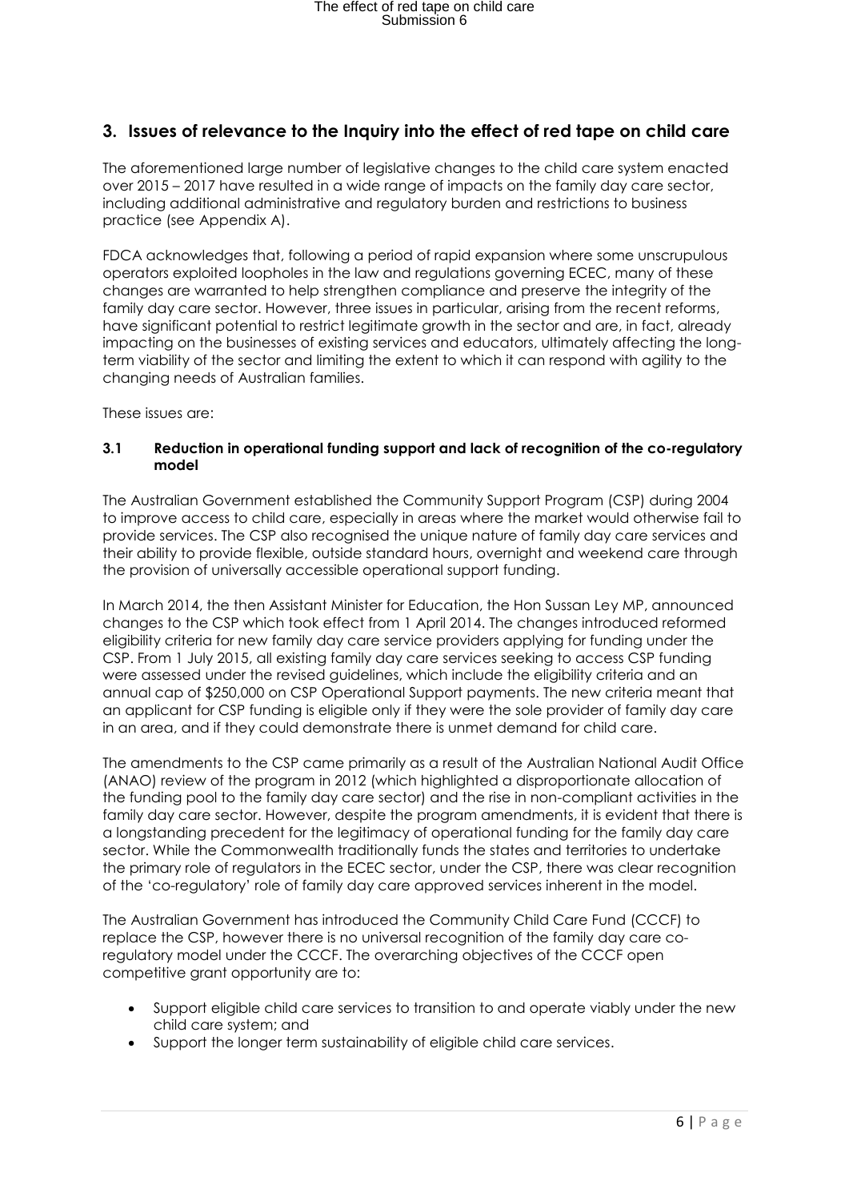## 3. Issues of relevance to the Inquiry into the effect of red tape on child care

The aforementioned large number of legislative changes to the child care system enacted over 2015 – 2017 have resulted in a wide range of impacts on the family day care sector, including additional administrative and regulatory burden and restrictions to business practice (see Appendix A).

FDCA acknowledges that, following a period of rapid expansion where some unscrupulous operators exploited loopholes in the law and regulations governing ECEC, many of these changes are warranted to help strengthen compliance and preserve the integrity of the family day care sector. However, three issues in particular, arising from the recent reforms, have significant potential to restrict legitimate growth in the sector and are, in fact, already impacting on the businesses of existing services and educators, ultimately affecting the long-term viability of the sector and limiting the extent to which it can respond with agility to the changing needs of Australian families.

These issues are:

### 3.1 Reduction in operational funding support and lack of recognition of the co-regulatory model

The Australian Government established the Community Support Program (CSP) during 2004 to improve access to child care, especially in areas where the market would otherwise fail to provide services. The CSP also recognised the unique nature of family day care services and their ability to provide flexible, outside standard hours, overnight and weekend care through the provision of universally accessible operational support funding.

In March 2014, the then Assistant Minister for Education, the Hon Sussan Ley MP, announced changes to the CSP which took effect from 1 April 2014. The changes introduced reformed eligibility criteria for new family day care service providers applying for funding under the CSP. From 1 July 2015, all existing family day care services seeking to access CSP funding were assessed under the revised guidelines, which include the eligibility criteria and an annual cap of $250,000 on CSP Operational Support payments. The new criteria meant that an applicant for CSP funding is eligible only if they were the sole provider of family day care in an area, and if they could demonstrate there is unmet demand for child care.

The amendments to the CSP came primarily as a result of the Australian National Audit Office (ANAO) review of the program in 2012 (which highlighted a disproportionate allocation of the funding pool to the family day care sector) and the rise in non-compliant activities in the family day care sector. However, despite the program amendments, it is evident that there is a longstanding precedent for the legitimacy of operational funding for the family day care sector. While the Commonwealth traditionally funds the states and territories to undertake the primary role of regulators in the ECEC sector, under the CSP, there was clear recognition of the 'co-regulatory' role of family day care approved services inherent in the model.

The Australian Government has introduced the Community Child Care Fund (CCCF) to replace the CSP, however there is no universal recognition of the family day care co-regulatory model under the CCCF. The overarching objectives of the CCCF open competitive grant opportunity are to:

- Support eligible child care services to transition to and operate viably under the new child care system; and
- Support the longer term sustainability of eligible child care services.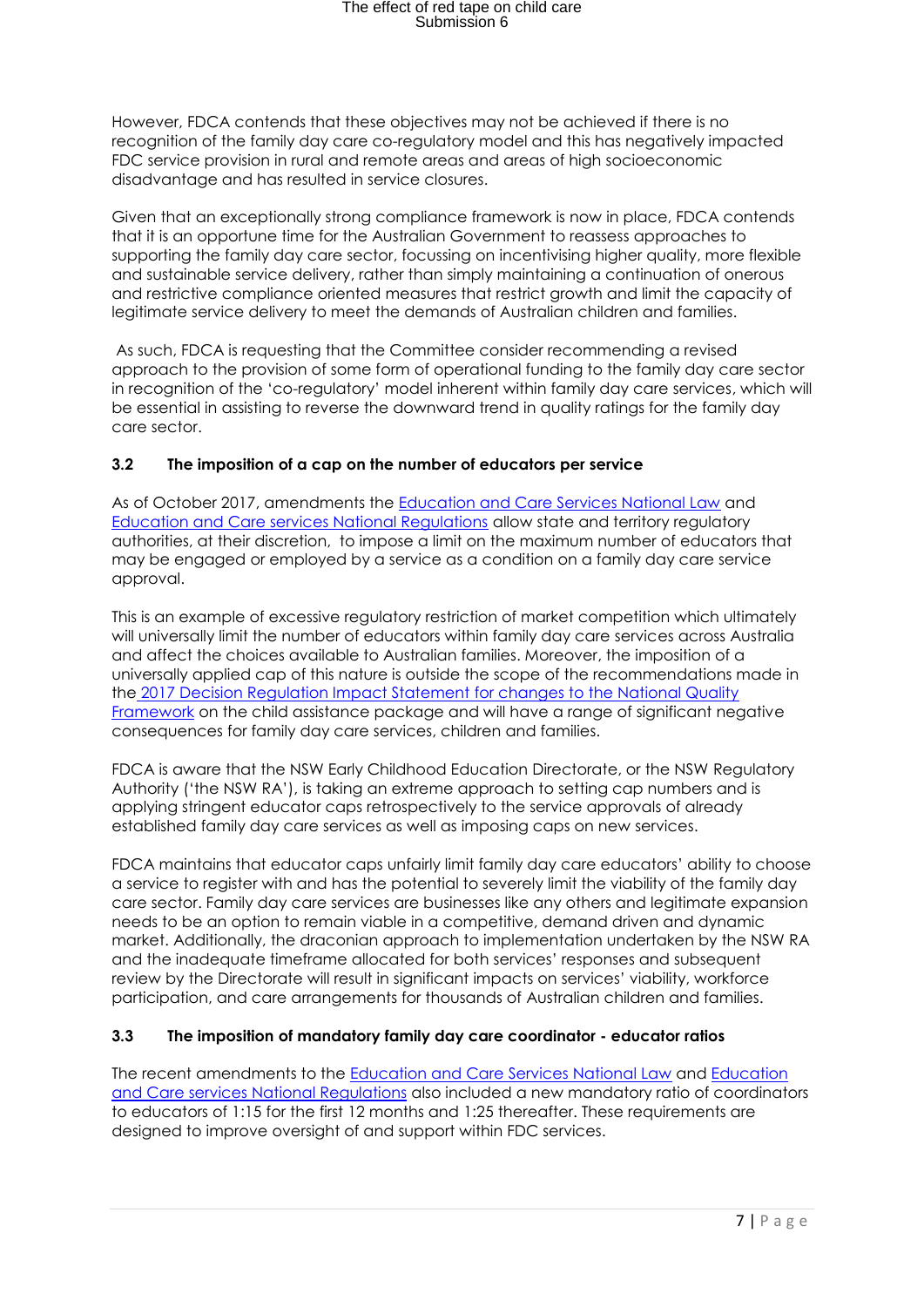However, FDCA contends that these objectives may not be achieved if there is no recognition of the family day care co-regulatory model and this has negatively impacted FDC service provision in rural and remote areas and areas of high socioeconomic disadvantage and has resulted in service closures.

Given that an exceptionally strong compliance framework is now in place, FDCA contends that it is an opportune time for the Australian Government to reassess approaches to supporting the family day care sector, focussing on incentivising higher quality, more flexible and sustainable service delivery, rather than simply maintaining a continuation of onerous and restrictive compliance oriented measures that restrict growth and limit the capacity of legitimate service delivery to meet the demands of Australian children and families.

As such, FDCA is requesting that the Committee consider recommending a revised approach to the provision of some form of operational funding to the family day care sector in recognition of the 'co-regulatory' model inherent within family day care services, which will be essential in assisting to reverse the downward trend in quality ratings for the family day care sector.

### 3.2 The imposition of a cap on the number of educators per service

As of October 2017, amendments the Education and Care Services National Law and Education and Care services National Regulations allow state and territory regulatory authorities, at their discretion, to impose a limit on the maximum number of educators that may be engaged or employed by a service as a condition on a family day care service approval.

This is an example of excessive regulatory restriction of market competition which ultimately will universally limit the number of educators within family day care services across Australia and affect the choices available to Australian families. Moreover, the imposition of a universally applied cap of this nature is outside the scope of the recommendations made in the 2017 Decision Regulation Impact Statement for changes to the National Quality Framework on the child assistance package and will have a range of significant negative consequences for family day care services, children and families.

FDCA is aware that the NSW Early Childhood Education Directorate, or the NSW Regulatory Authority ('the NSW RA'), is taking an extreme approach to setting cap numbers and is applying stringent educator caps retrospectively to the service approvals of already established family day care services as well as imposing caps on new services.

FDCA maintains that educator caps unfairly limit family day care educators' ability to choose a service to register with and has the potential to severely limit the viability of the family day care sector. Family day care services are businesses like any others and legitimate expansion needs to be an option to remain viable in a competitive, demand driven and dynamic market. Additionally, the draconian approach to implementation undertaken by the NSW RA and the inadequate timeframe allocated for both services' responses and subsequent review by the Directorate will result in significant impacts on services' viability, workforce participation, and care arrangements for thousands of Australian children and families.

### 3.3 The imposition of mandatory family day care coordinator - educator ratios

The recent amendments to the Education and Care Services National Law and Education and Care services National Regulations also included a new mandatory ratio of coordinators to educators of 1:15 for the first 12 months and 1:25 thereafter. These requirements are designed to improve oversight of and support within FDC services.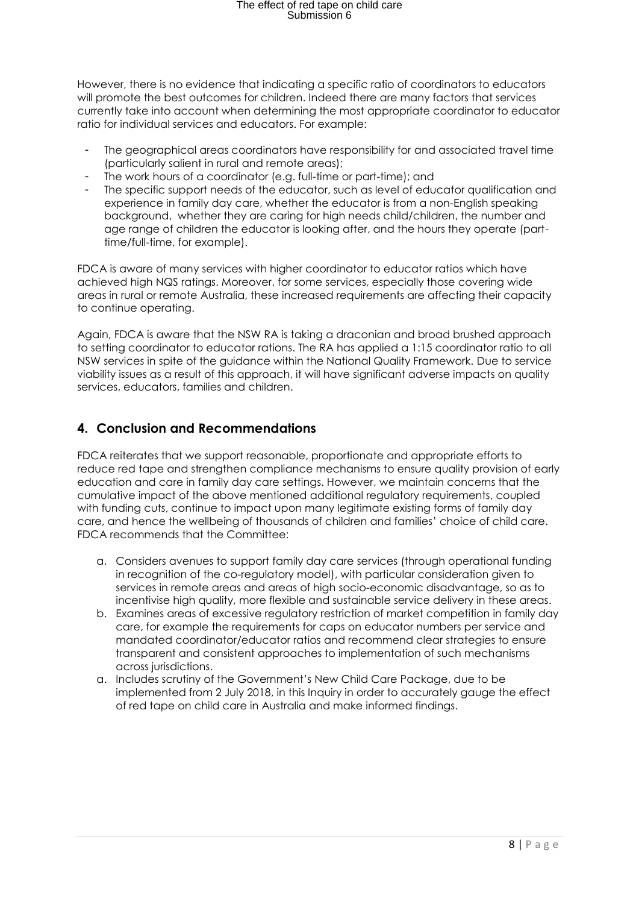However, there is no evidence that indicating a specific ratio of coordinators to educators will promote the best outcomes for children. Indeed there are many factors that services currently take into account when determining the most appropriate coordinator to educator ratio for individual services and educators. For example:

- The geographical areas coordinators have responsibility for and associated travel time (particularly salient in rural and remote areas);
- The work hours of a coordinator (e.g. full-time or part-time); and
- The specific support needs of the educator, such as level of educator qualification and experience in family day care, whether the educator is from a non-English speaking background, whether they are caring for high needs child/children, the number and age range of children the educator is looking after, and the hours they operate (part-time/full-time, for example).

FDCA is aware of many services with higher coordinator to educator ratios which have achieved high NQS ratings. Moreover, for some services, especially those covering wide areas in rural or remote Australia, these increased requirements are affecting their capacity to continue operating.

Again, FDCA is aware that the NSW RA is taking a draconian and broad brushed approach to setting coordinator to educator rations. The RA has applied a 1:15 coordinator ratio to all NSW services in spite of the guidance within the National Quality Framework. Due to service viability issues as a result of this approach, it will have significant adverse impacts on quality services, educators, families and children.

## 4. Conclusion and Recommendations

FDCA reiterates that we support reasonable, proportionate and appropriate efforts to reduce red tape and strengthen compliance mechanisms to ensure quality provision of early education and care in family day care settings. However, we maintain concerns that the cumulative impact of the above mentioned additional regulatory requirements, coupled with funding cuts, continue to impact upon many legitimate existing forms of family day care, and hence the wellbeing of thousands of children and families' choice of child care. FDCA recommends that the Committee:

a. Considers avenues to support family day care services (through operational funding in recognition of the co-regulatory model), with particular consideration given to services in remote areas and areas of high socio-economic disadvantage, so as to incentivise high quality, more flexible and sustainable service delivery in these areas.
b. Examines areas of excessive regulatory restriction of market competition in family day care, for example the requirements for caps on educator numbers per service and mandated coordinator/educator ratios and recommend clear strategies to ensure transparent and consistent approaches to implementation of such mechanisms across jurisdictions.
a. Includes scrutiny of the Government's New Child Care Package, due to be implemented from 2 July 2018, in this Inquiry in order to accurately gauge the effect of red tape on child care in Australia and make informed findings.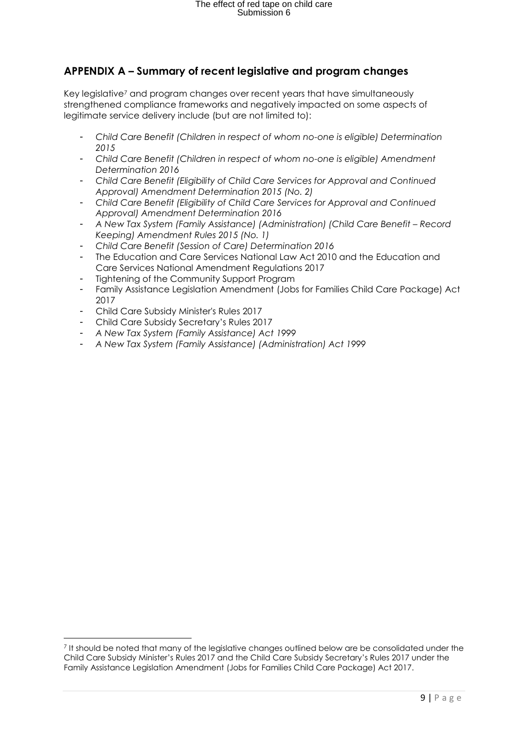## APPENDIX A – Summary of recent legislative and program changes

Key legislative[7] and program changes over recent years that have simultaneously strengthened compliance frameworks and negatively impacted on some aspects of legitimate service delivery include (but are not limited to):

- *Child Care Benefit (Children in respect of whom no-one is eligible) Determination 2015*
- *Child Care Benefit (Children in respect of whom no-one is eligible) Amendment Determination 2016*
- *Child Care Benefit (Eligibility of Child Care Services for Approval and Continued Approval) Amendment Determination 2015 (No. 2)*
- *Child Care Benefit (Eligibility of Child Care Services for Approval and Continued Approval) Amendment Determination 2016*
- *A New Tax System (Family Assistance) (Administration) (Child Care Benefit – Record Keeping) Amendment Rules 2015 (No. 1)*
- *Child Care Benefit (Session of Care) Determination 2016*
- The Education and Care Services National Law Act 2010 and the Education and Care Services National Amendment Regulations 2017
- Tightening of the Community Support Program
- Family Assistance Legislation Amendment (Jobs for Families Child Care Package) Act 2017
- Child Care Subsidy Minister's Rules 2017
- Child Care Subsidy Secretary's Rules 2017
- *A New Tax System (Family Assistance) Act 1999*
- *A New Tax System (Family Assistance) (Administration) Act 1999*

[7] It should be noted that many of the legislative changes outlined below are be consolidated under the Child Care Subsidy Minister's Rules 2017 and the Child Care Subsidy Secretary's Rules 2017 under the Family Assistance Legislation Amendment (Jobs for Families Child Care Package) Act 2017.